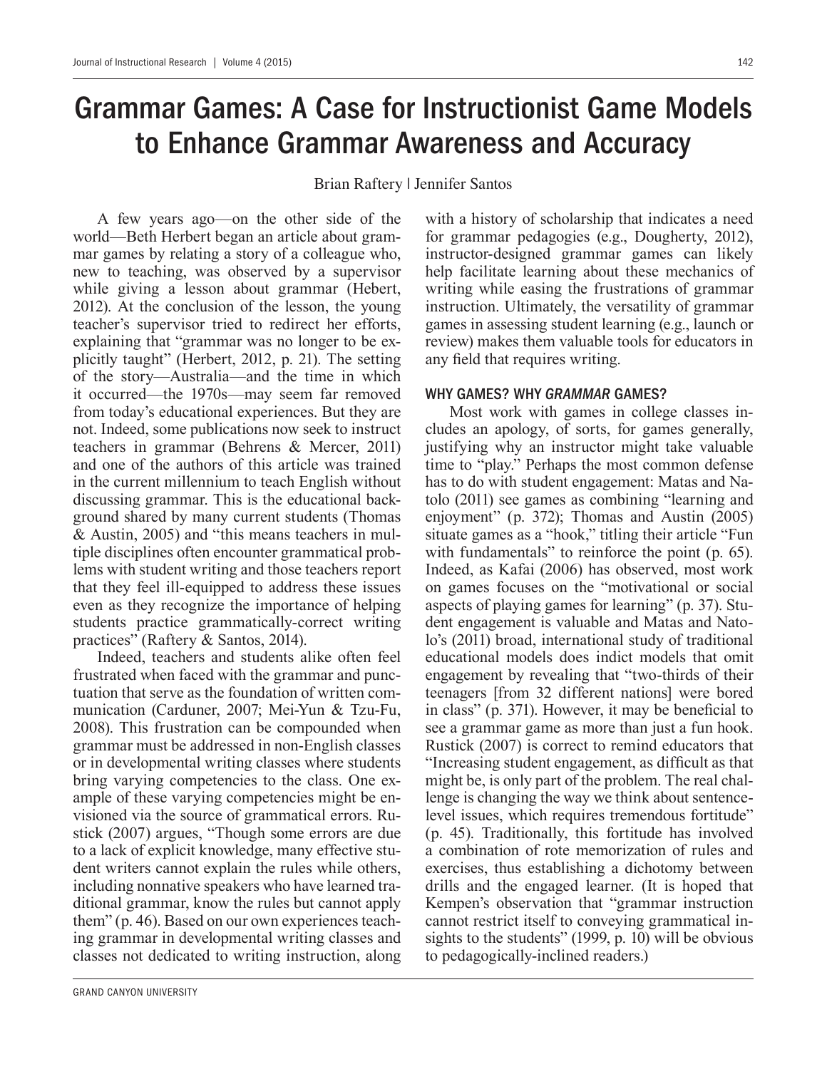# Grammar Games: A Case for Instructionist Game Models to Enhance Grammar Awareness and Accuracy

Brian Raftery | Jennifer Santos

A few years ago—on the other side of the world—Beth Herbert began an article about grammar games by relating a story of a colleague who, new to teaching, was observed by a supervisor while giving a lesson about grammar (Hebert, 2012). At the conclusion of the lesson, the young teacher's supervisor tried to redirect her efforts, explaining that "grammar was no longer to be explicitly taught" (Herbert, 2012, p. 21). The setting of the story—Australia—and the time in which it occurred—the 1970s—may seem far removed from today's educational experiences. But they are not. Indeed, some publications now seek to instruct teachers in grammar (Behrens & Mercer, 2011) and one of the authors of this article was trained in the current millennium to teach English without discussing grammar. This is the educational background shared by many current students (Thomas & Austin, 2005) and "this means teachers in multiple disciplines often encounter grammatical problems with student writing and those teachers report that they feel ill-equipped to address these issues even as they recognize the importance of helping students practice grammatically-correct writing practices" (Raftery & Santos, 2014).

Indeed, teachers and students alike often feel frustrated when faced with the grammar and punctuation that serve as the foundation of written communication (Carduner, 2007; Mei-Yun & Tzu-Fu, 2008). This frustration can be compounded when grammar must be addressed in non-English classes or in developmental writing classes where students bring varying competencies to the class. One example of these varying competencies might be envisioned via the source of grammatical errors. Rustick (2007) argues, "Though some errors are due to a lack of explicit knowledge, many effective student writers cannot explain the rules while others, including nonnative speakers who have learned traditional grammar, know the rules but cannot apply them" (p. 46). Based on our own experiences teaching grammar in developmental writing classes and classes not dedicated to writing instruction, along with a history of scholarship that indicates a need for grammar pedagogies (e.g., Dougherty, 2012), instructor-designed grammar games can likely help facilitate learning about these mechanics of writing while easing the frustrations of grammar instruction. Ultimately, the versatility of grammar games in assessing student learning (e.g., launch or review) makes them valuable tools for educators in any field that requires writing.

## WHY GAMES? WHY *GRAMMAR* GAMES?

Most work with games in college classes includes an apology, of sorts, for games generally, justifying why an instructor might take valuable time to "play." Perhaps the most common defense has to do with student engagement: Matas and Natolo (2011) see games as combining "learning and enjoyment" (p. 372); Thomas and Austin (2005) situate games as a "hook," titling their article "Fun with fundamentals" to reinforce the point (p. 65). Indeed, as Kafai (2006) has observed, most work on games focuses on the "motivational or social aspects of playing games for learning" (p. 37). Student engagement is valuable and Matas and Natolo's (2011) broad, international study of traditional educational models does indict models that omit engagement by revealing that "two-thirds of their teenagers [from 32 different nations] were bored in class" (p. 371). However, it may be beneficial to see a grammar game as more than just a fun hook. Rustick (2007) is correct to remind educators that "Increasing student engagement, as difficult as that might be, is only part of the problem. The real challenge is changing the way we think about sentence-level issues, which requires tremendous fortitude" (p. 45). Traditionally, this fortitude has involved a combination of rote memorization of rules and exercises, thus establishing a dichotomy between drills and the engaged learner. (It is hoped that Kempen's observation that "grammar instruction cannot restrict itself to conveying grammatical insights to the students" (1999, p. 10) will be obvious to pedagogically-inclined readers.)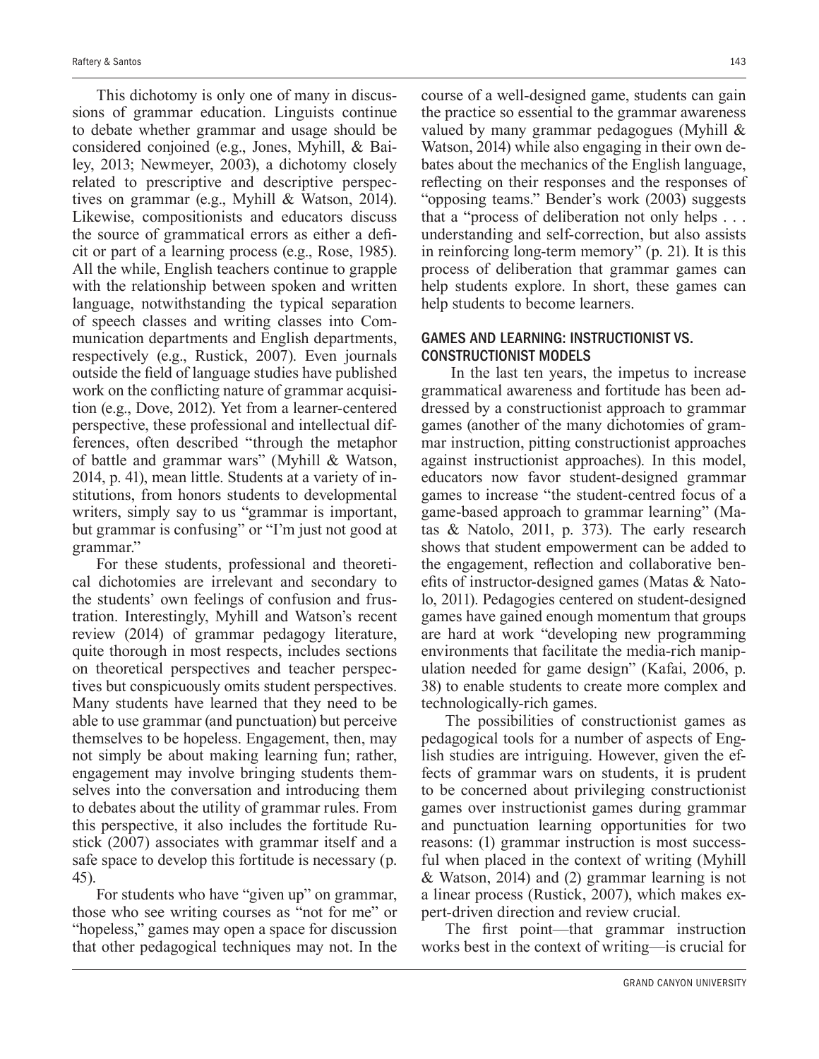This dichotomy is only one of many in discussions of grammar education. Linguists continue to debate whether grammar and usage should be considered conjoined (e.g., Jones, Myhill, & Bailey, 2013; Newmeyer, 2003), a dichotomy closely related to prescriptive and descriptive perspectives on grammar (e.g., Myhill & Watson, 2014). Likewise, compositionists and educators discuss the source of grammatical errors as either a deficit or part of a learning process (e.g., Rose, 1985). All the while, English teachers continue to grapple with the relationship between spoken and written language, notwithstanding the typical separation of speech classes and writing classes into Communication departments and English departments, respectively (e.g., Rustick, 2007). Even journals outside the field of language studies have published work on the conflicting nature of grammar acquisition (e.g., Dove, 2012). Yet from a learner-centered perspective, these professional and intellectual differences, often described "through the metaphor of battle and grammar wars" (Myhill & Watson, 2014, p. 41), mean little. Students at a variety of institutions, from honors students to developmental writers, simply say to us "grammar is important, but grammar is confusing" or "I'm just not good at grammar."

For these students, professional and theoretical dichotomies are irrelevant and secondary to the students' own feelings of confusion and frustration. Interestingly, Myhill and Watson's recent review (2014) of grammar pedagogy literature, quite thorough in most respects, includes sections on theoretical perspectives and teacher perspectives but conspicuously omits student perspectives. Many students have learned that they need to be able to use grammar (and punctuation) but perceive themselves to be hopeless. Engagement, then, may not simply be about making learning fun; rather, engagement may involve bringing students themselves into the conversation and introducing them to debates about the utility of grammar rules. From this perspective, it also includes the fortitude Rustick (2007) associates with grammar itself and a safe space to develop this fortitude is necessary (p. 45).

For students who have "given up" on grammar, those who see writing courses as "not for me" or "hopeless," games may open a space for discussion that other pedagogical techniques may not. In the course of a well-designed game, students can gain the practice so essential to the grammar awareness valued by many grammar pedagogues (Myhill & Watson, 2014) while also engaging in their own debates about the mechanics of the English language, reflecting on their responses and the responses of "opposing teams." Bender's work (2003) suggests that a "process of deliberation not only helps . . . understanding and self-correction, but also assists in reinforcing long-term memory" (p. 21). It is this process of deliberation that grammar games can help students explore. In short, these games can help students to become learners.

## GAMES AND LEARNING: INSTRUCTIONIST VS. CONSTRUCTIONIST MODELS

In the last ten years, the impetus to increase grammatical awareness and fortitude has been addressed by a constructionist approach to grammar games (another of the many dichotomies of grammar instruction, pitting constructionist approaches against instructionist approaches). In this model, educators now favor student-designed grammar games to increase "the student-centred focus of a game-based approach to grammar learning" (Matas & Natolo, 2011, p. 373). The early research shows that student empowerment can be added to the engagement, reflection and collaborative benefits of instructor-designed games (Matas & Natolo, 2011). Pedagogies centered on student-designed games have gained enough momentum that groups are hard at work "developing new programming environments that facilitate the media-rich manipulation needed for game design" (Kafai, 2006, p. 38) to enable students to create more complex and technologically-rich games.

The possibilities of constructionist games as pedagogical tools for a number of aspects of English studies are intriguing. However, given the effects of grammar wars on students, it is prudent to be concerned about privileging constructionist games over instructionist games during grammar and punctuation learning opportunities for two reasons: (1) grammar instruction is most successful when placed in the context of writing (Myhill & Watson, 2014) and (2) grammar learning is not a linear process (Rustick, 2007), which makes expert-driven direction and review crucial.

The first point—that grammar instruction works best in the context of writing—is crucial for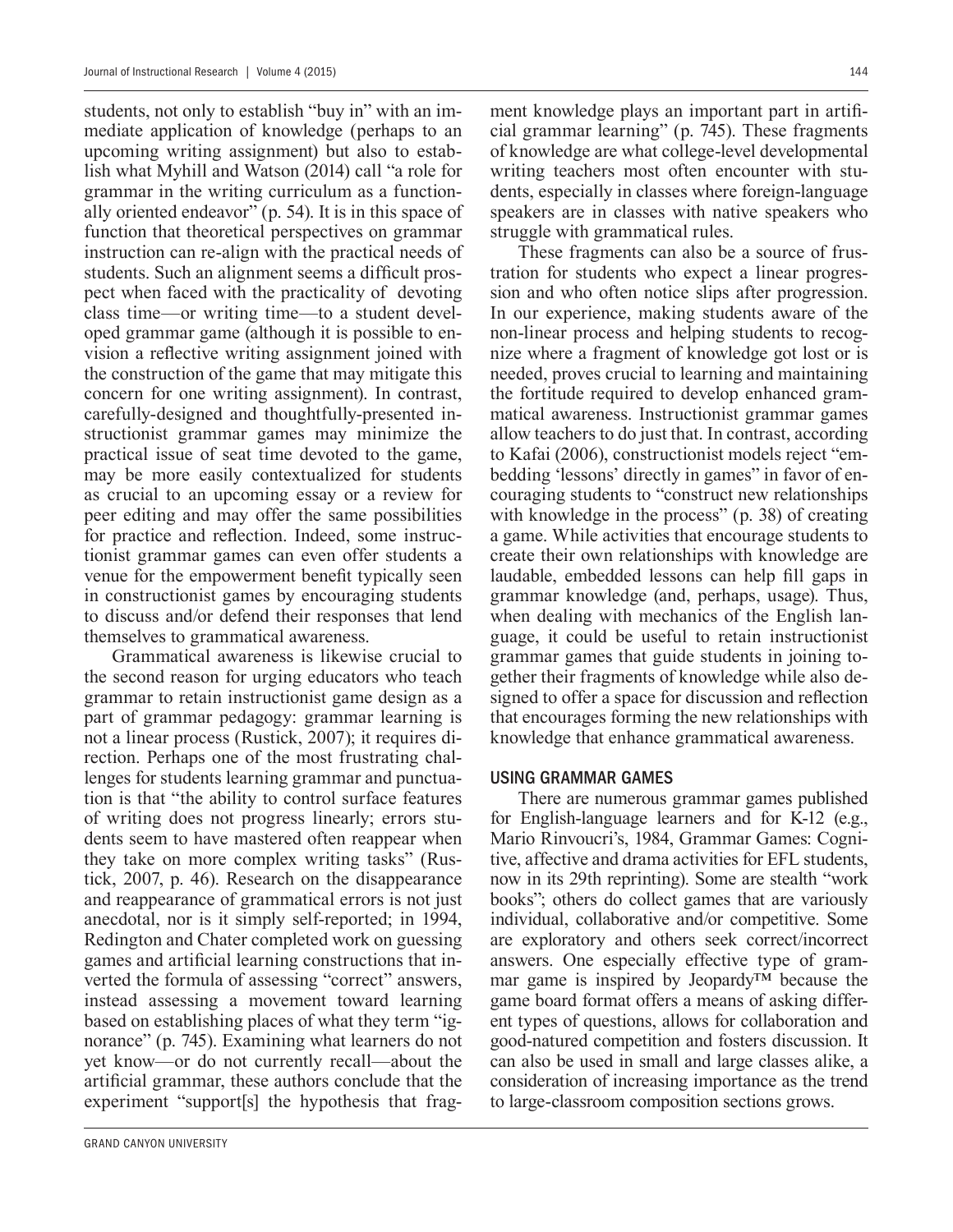students, not only to establish "buy in" with an immediate application of knowledge (perhaps to an upcoming writing assignment) but also to establish what Myhill and Watson (2014) call "a role for grammar in the writing curriculum as a functionally oriented endeavor" (p. 54). It is in this space of function that theoretical perspectives on grammar instruction can re-align with the practical needs of students. Such an alignment seems a difficult prospect when faced with the practicality of devoting class time—or writing time—to a student developed grammar game (although it is possible to envision a reflective writing assignment joined with the construction of the game that may mitigate this concern for one writing assignment). In contrast, carefully-designed and thoughtfully-presented instructionist grammar games may minimize the practical issue of seat time devoted to the game, may be more easily contextualized for students as crucial to an upcoming essay or a review for peer editing and may offer the same possibilities for practice and reflection. Indeed, some instructionist grammar games can even offer students a venue for the empowerment benefit typically seen in constructionist games by encouraging students to discuss and/or defend their responses that lend themselves to grammatical awareness.

Grammatical awareness is likewise crucial to the second reason for urging educators who teach grammar to retain instructionist game design as a part of grammar pedagogy: grammar learning is not a linear process (Rustick, 2007); it requires direction. Perhaps one of the most frustrating challenges for students learning grammar and punctuation is that "the ability to control surface features of writing does not progress linearly; errors students seem to have mastered often reappear when they take on more complex writing tasks" (Rustick, 2007, p. 46). Research on the disappearance and reappearance of grammatical errors is not just anecdotal, nor is it simply self-reported; in 1994, Redington and Chater completed work on guessing games and artificial learning constructions that inverted the formula of assessing "correct" answers, instead assessing a movement toward learning based on establishing places of what they term "ignorance" (p. 745). Examining what learners do not yet know—or do not currently recall—about the artificial grammar, these authors conclude that the experiment "support[s] the hypothesis that fragment knowledge plays an important part in artificial grammar learning" (p. 745). These fragments of knowledge are what college-level developmental writing teachers most often encounter with students, especially in classes where foreign-language speakers are in classes with native speakers who struggle with grammatical rules.

These fragments can also be a source of frustration for students who expect a linear progression and who often notice slips after progression. In our experience, making students aware of the non-linear process and helping students to recognize where a fragment of knowledge got lost or is needed, proves crucial to learning and maintaining the fortitude required to develop enhanced grammatical awareness. Instructionist grammar games allow teachers to do just that. In contrast, according to Kafai (2006), constructionist models reject "embedding 'lessons' directly in games" in favor of encouraging students to "construct new relationships with knowledge in the process" (p. 38) of creating a game. While activities that encourage students to create their own relationships with knowledge are laudable, embedded lessons can help fill gaps in grammar knowledge (and, perhaps, usage). Thus, when dealing with mechanics of the English language, it could be useful to retain instructionist grammar games that guide students in joining together their fragments of knowledge while also designed to offer a space for discussion and reflection that encourages forming the new relationships with knowledge that enhance grammatical awareness.

## USING GRAMMAR GAMES

There are numerous grammar games published for English-language learners and for K-12 (e.g., Mario Rinvoucri's, 1984, Grammar Games: Cognitive, affective and drama activities for EFL students, now in its 29th reprinting). Some are stealth "work books"; others do collect games that are variously individual, collaborative and/or competitive. Some are exploratory and others seek correct/incorrect answers. One especially effective type of grammar game is inspired by Jeopardy™ because the game board format offers a means of asking different types of questions, allows for collaboration and good-natured competition and fosters discussion. It can also be used in small and large classes alike, a consideration of increasing importance as the trend to large-classroom composition sections grows.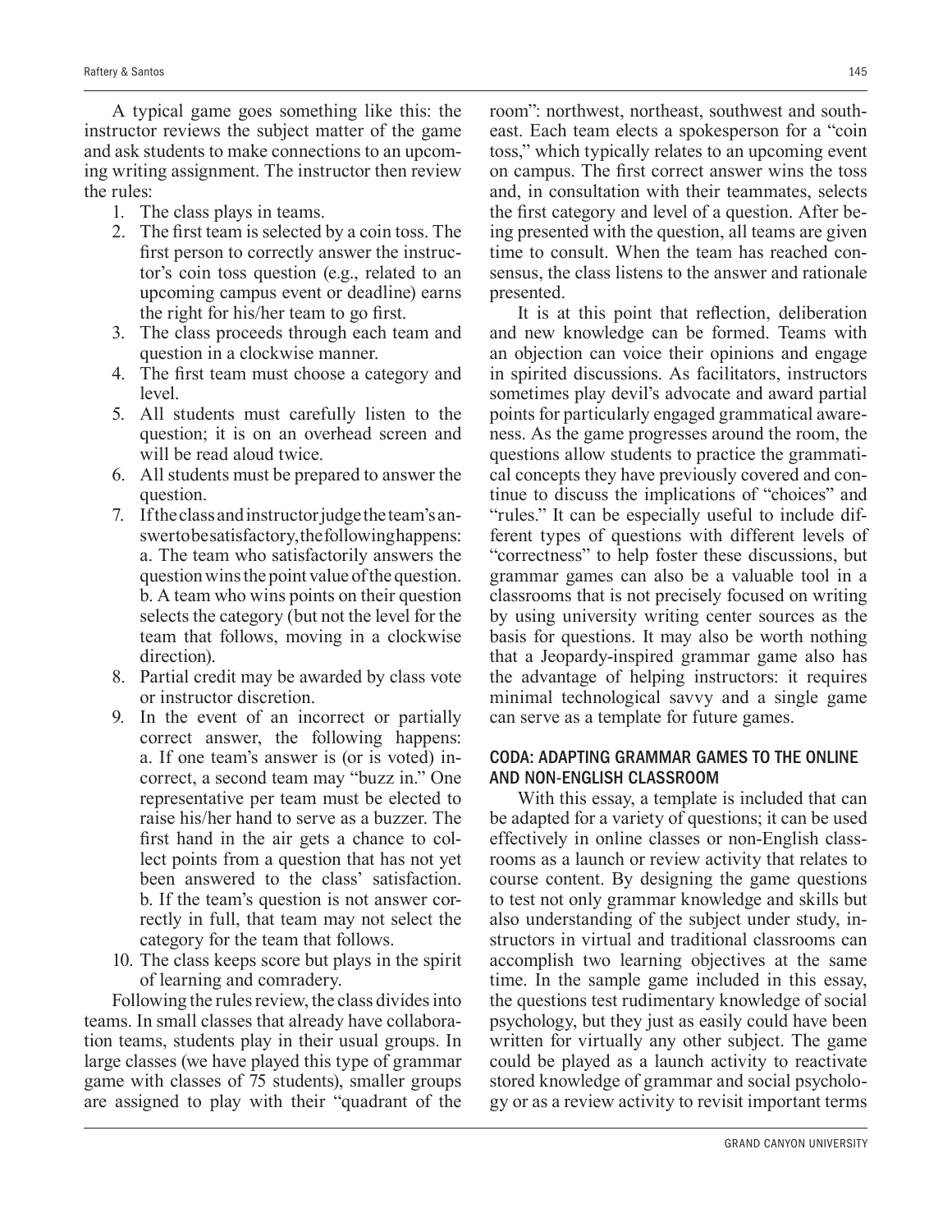A typical game goes something like this: the instructor reviews the subject matter of the game and ask students to make connections to an upcoming writing assignment. The instructor then review the rules:

1. The class plays in teams.
2. The first team is selected by a coin toss. The first person to correctly answer the instructor's coin toss question (e.g., related to an upcoming campus event or deadline) earns the right for his/her team to go first.
3. The class proceeds through each team and question in a clockwise manner.
4. The first team must choose a category and level.
5. All students must carefully listen to the question; it is on an overhead screen and will be read aloud twice.
6. All students must be prepared to answer the question.
7. If the class and instructor judge the team's answer to be satisfactory, the following happens:
   a. The team who satisfactorily answers the question wins the point value of the question.
   b. A team who wins points on their question selects the category (but not the level for the team that follows, moving in a clockwise direction).
8. Partial credit may be awarded by class vote or instructor discretion.
9. In the event of an incorrect or partially correct answer, the following happens:
   a. If one team's answer is (or is voted) incorrect, a second team may "buzz in." One representative per team must be elected to raise his/her hand to serve as a buzzer. The first hand in the air gets a chance to collect points from a question that has not yet been answered to the class' satisfaction.
   b. If the team's question is not answer correctly in full, that team may not select the category for the team that follows.
10. The class keeps score but plays in the spirit of learning and comradery.

Following the rules review, the class divides into teams. In small classes that already have collaboration teams, students play in their usual groups. In large classes (we have played this type of grammar game with classes of 75 students), smaller groups are assigned to play with their "quadrant of the room": northwest, northeast, southwest and southeast. Each team elects a spokesperson for a "coin toss," which typically relates to an upcoming event on campus. The first correct answer wins the toss and, in consultation with their teammates, selects the first category and level of a question. After being presented with the question, all teams are given time to consult. When the team has reached consensus, the class listens to the answer and rationale presented.

It is at this point that reflection, deliberation and new knowledge can be formed. Teams with an objection can voice their opinions and engage in spirited discussions. As facilitators, instructors sometimes play devil's advocate and award partial points for particularly engaged grammatical awareness. As the game progresses around the room, the questions allow students to practice the grammatical concepts they have previously covered and continue to discuss the implications of "choices" and "rules." It can be especially useful to include different types of questions with different levels of "correctness" to help foster these discussions, but grammar games can also be a valuable tool in a classrooms that is not precisely focused on writing by using university writing center sources as the basis for questions. It may also be worth nothing that a Jeopardy-inspired grammar game also has the advantage of helping instructors: it requires minimal technological savvy and a single game can serve as a template for future games.

## CODA: ADAPTING GRAMMAR GAMES TO THE ONLINE AND NON-ENGLISH CLASSROOM

With this essay, a template is included that can be adapted for a variety of questions; it can be used effectively in online classes or non-English classrooms as a launch or review activity that relates to course content. By designing the game questions to test not only grammar knowledge and skills but also understanding of the subject under study, instructors in virtual and traditional classrooms can accomplish two learning objectives at the same time. In the sample game included in this essay, the questions test rudimentary knowledge of social psychology, but they just as easily could have been written for virtually any other subject. The game could be played as a launch activity to reactivate stored knowledge of grammar and social psychology or as a review activity to revisit important terms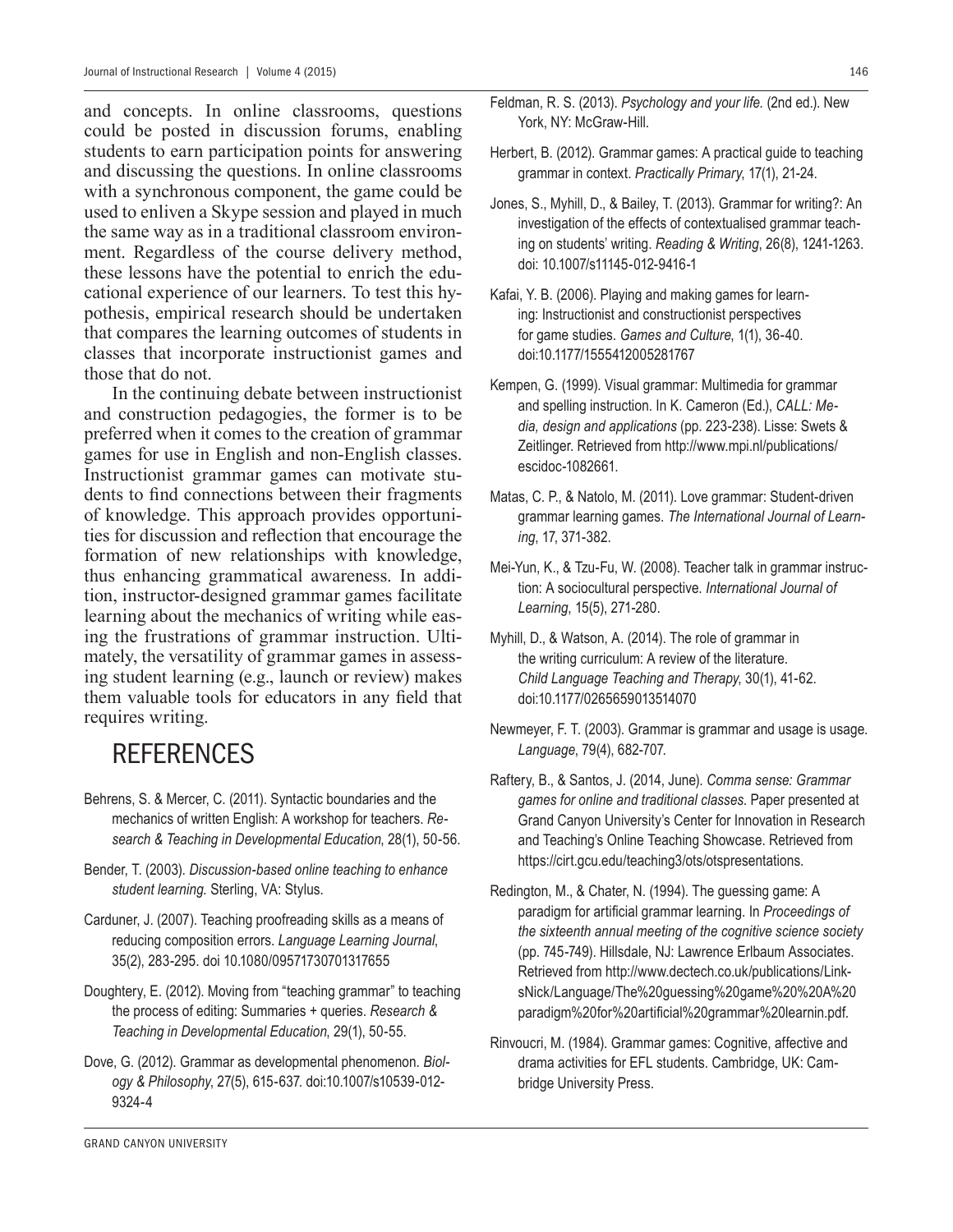and concepts. In online classrooms, questions could be posted in discussion forums, enabling students to earn participation points for answering and discussing the questions. In online classrooms with a synchronous component, the game could be used to enliven a Skype session and played in much the same way as in a traditional classroom environment. Regardless of the course delivery method, these lessons have the potential to enrich the educational experience of our learners. To test this hypothesis, empirical research should be undertaken that compares the learning outcomes of students in classes that incorporate instructionist games and those that do not.

In the continuing debate between instructionist and construction pedagogies, the former is to be preferred when it comes to the creation of grammar games for use in English and non-English classes. Instructionist grammar games can motivate students to find connections between their fragments of knowledge. This approach provides opportunities for discussion and reflection that encourage the formation of new relationships with knowledge, thus enhancing grammatical awareness. In addition, instructor-designed grammar games facilitate learning about the mechanics of writing while easing the frustrations of grammar instruction. Ultimately, the versatility of grammar games in assessing student learning (e.g., launch or review) makes them valuable tools for educators in any field that requires writing.

## REFERENCES

Behrens, S. & Mercer, C. (2011). Syntactic boundaries and the mechanics of written English: A workshop for teachers. *Research & Teaching in Developmental Education*, 28(1), 50-56.

Bender, T. (2003). *Discussion-based online teaching to enhance student learning.* Sterling, VA: Stylus.

Carduner, J. (2007). Teaching proofreading skills as a means of reducing composition errors. *Language Learning Journal*, 35(2), 283-295. doi 10.1080/09571730701317655

Doughtery, E. (2012). Moving from "teaching grammar" to teaching the process of editing: Summaries + queries. *Research & Teaching in Developmental Education*, 29(1), 50-55.

Dove, G. (2012). Grammar as developmental phenomenon. *Biology & Philosophy*, 27(5), 615-637. doi:10.1007/s10539-012-9324-4

Feldman, R. S. (2013). *Psychology and your life.* (2nd ed.). New York, NY: McGraw-Hill.

Herbert, B. (2012). Grammar games: A practical guide to teaching grammar in context. *Practically Primary*, 17(1), 21-24.

Jones, S., Myhill, D., & Bailey, T. (2013). Grammar for writing?: An investigation of the effects of contextualised grammar teaching on students' writing. *Reading & Writing*, 26(8), 1241-1263. doi: 10.1007/s11145-012-9416-1

Kafai, Y. B. (2006). Playing and making games for learning: Instructionist and constructionist perspectives for game studies. *Games and Culture*, 1(1), 36-40. doi:10.1177/1555412005281767

Kempen, G. (1999). Visual grammar: Multimedia for grammar and spelling instruction. In K. Cameron (Ed.), *CALL: Media, design and applications* (pp. 223-238). Lisse: Swets & Zeitlinger. Retrieved from http://www.mpi.nl/publications/escidoc-1082661.

Matas, C. P., & Natolo, M. (2011). Love grammar: Student-driven grammar learning games. *The International Journal of Learning*, 17, 371-382.

Mei-Yun, K., & Tzu-Fu, W. (2008). Teacher talk in grammar instruction: A sociocultural perspective. *International Journal of Learning*, 15(5), 271-280.

Myhill, D., & Watson, A. (2014). The role of grammar in the writing curriculum: A review of the literature. *Child Language Teaching and Therapy*, 30(1), 41-62. doi:10.1177/0265659013514070

Newmeyer, F. T. (2003). Grammar is grammar and usage is usage. *Language*, 79(4), 682-707.

Raftery, B., & Santos, J. (2014, June). *Comma sense: Grammar games for online and traditional classes.* Paper presented at Grand Canyon University's Center for Innovation in Research and Teaching's Online Teaching Showcase. Retrieved from https://cirt.gcu.edu/teaching3/ots/otspresentations.

Redington, M., & Chater, N. (1994). The guessing game: A paradigm for artificial grammar learning. In *Proceedings of the sixteenth annual meeting of the cognitive science society* (pp. 745-749). Hillsdale, NJ: Lawrence Erlbaum Associates. Retrieved from http://www.dectech.co.uk/publications/LinksNick/Language/The%20guessing%20game%20%20A%20paradigm%20for%20artificial%20grammar%20learnin.pdf.

Rinvoucri, M. (1984). Grammar games: Cognitive, affective and drama activities for EFL students. Cambridge, UK: Cambridge University Press.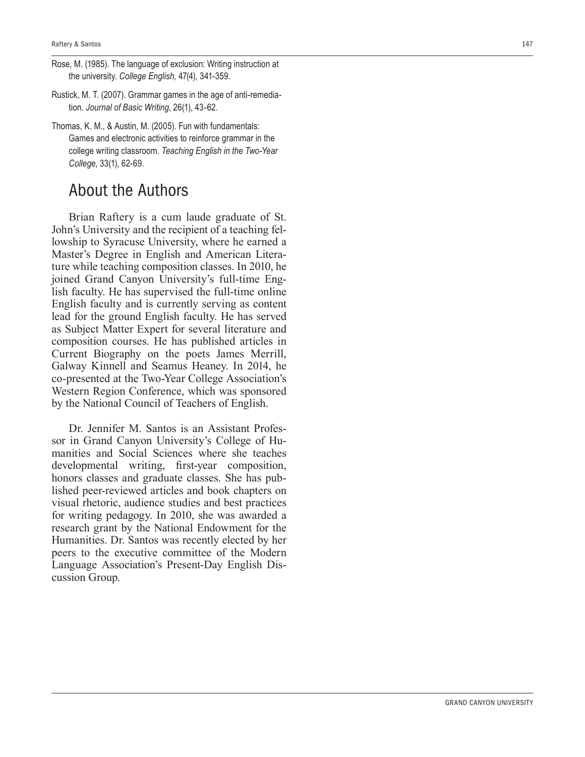Rose, M. (1985). The language of exclusion: Writing instruction at the university. *College English,* 47(4), 341-359.

Rustick, M. T. (2007). Grammar games in the age of anti-remediation. *Journal of Basic Writing*, 26(1), 43-62.

Thomas, K. M., & Austin, M. (2005). Fun with fundamentals: Games and electronic activities to reinforce grammar in the college writing classroom. *Teaching English in the Two-Year College*, 33(1), 62-69.

## About the Authors

Brian Raftery is a cum laude graduate of St. John's University and the recipient of a teaching fellowship to Syracuse University, where he earned a Master's Degree in English and American Literature while teaching composition classes. In 2010, he joined Grand Canyon University's full-time English faculty. He has supervised the full-time online English faculty and is currently serving as content lead for the ground English faculty. He has served as Subject Matter Expert for several literature and composition courses. He has published articles in Current Biography on the poets James Merrill, Galway Kinnell and Seamus Heaney. In 2014, he co-presented at the Two-Year College Association's Western Region Conference, which was sponsored by the National Council of Teachers of English.

Dr. Jennifer M. Santos is an Assistant Professor in Grand Canyon University's College of Humanities and Social Sciences where she teaches developmental writing, first-year composition, honors classes and graduate classes. She has published peer-reviewed articles and book chapters on visual rhetoric, audience studies and best practices for writing pedagogy. In 2010, she was awarded a research grant by the National Endowment for the Humanities. Dr. Santos was recently elected by her peers to the executive committee of the Modern Language Association's Present-Day English Discussion Group.